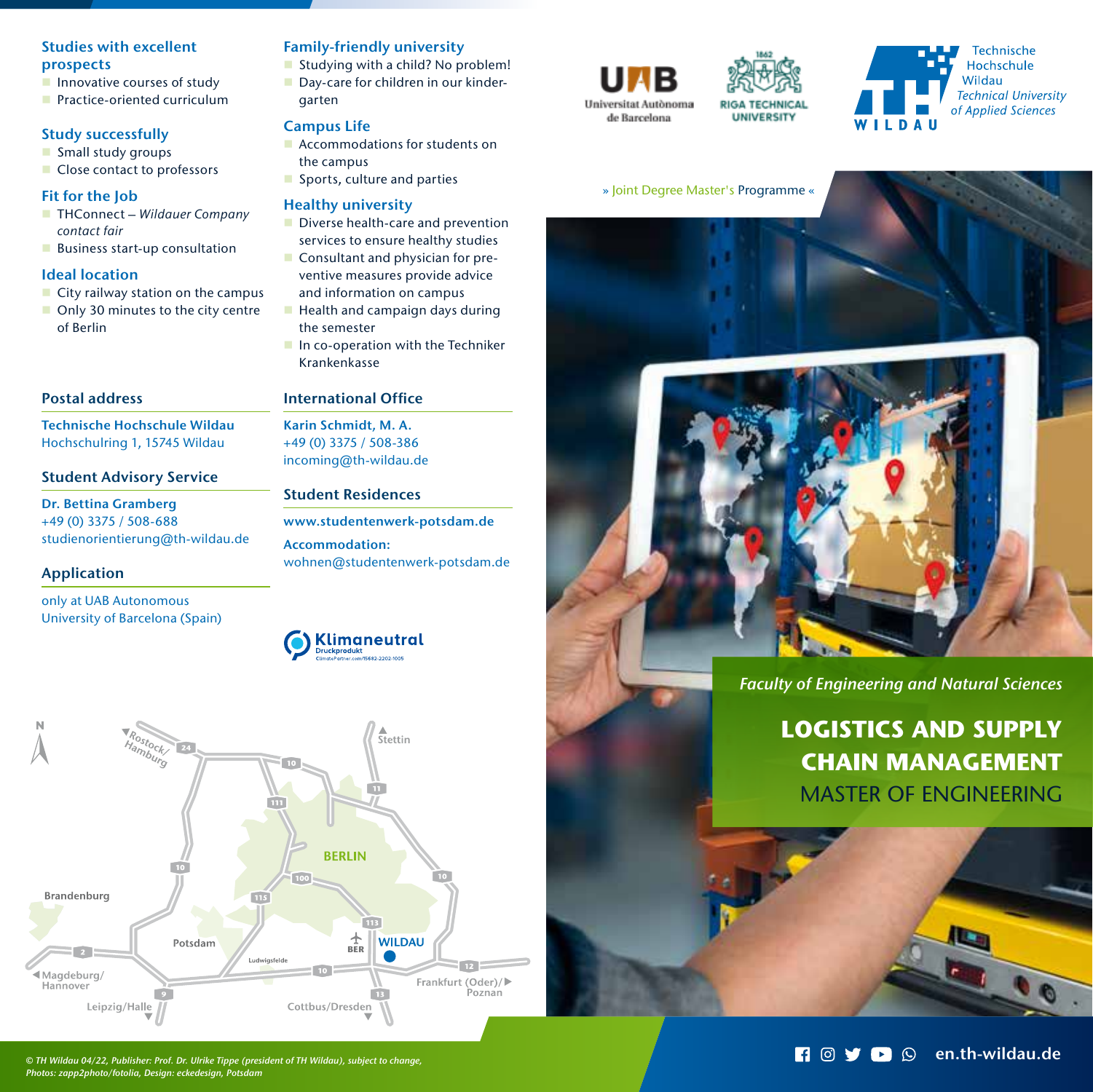## Studies with excellent prospects

- Innovative courses of study
- Practice-oriented curriculum

## Study successfully

- Small study groups
- Close contact to professors

## Fit for the Job

- THConnect – *Wildauer Company contact fair*
- Business start-up consultation

## Ideal location

- City railway station on the campus
- Only 30 minutes to the city centre of Berlin

## Family-friendly university

- Studying with a child? No problem!
- Day-care for children in our kindergarten

## Campus Life

- Accommodations for students on the campus
- Sports, culture and parties

## Healthy university

- Diverse health-care and prevention services to ensure healthy studies
- Consultant and physician for preventive measures provide advice and information on campus
- Health and campaign days during the semester
- In co-operation with the Techniker Krankenkasse

### Postal address

**Technische Hochschule Wildau**
Hochschulring 1, 15745 Wildau

### Student Advisory Service

**Dr. Bettina Gramberg**
+49 (0) 3375 / 508-688
studienorientierung@th-wildau.de

### Application

only at UAB Autonomous University of Barcelona (Spain)

### International Office

**Karin Schmidt, M. A.**
+49 (0) 3375 / 508-386
incoming@th-wildau.de

### Student Residences

**www.studentenwerk-potsdam.de**

**Accommodation:**
wohnen@studentenwerk-potsdam.de

Klimaneutral Druckprodukt
ClimatePartner.com/15682-2202-1005

Universitat Autònoma de Barcelona | 1862 RIGA TECHNICAL UNIVERSITY | Technische Hochschule Wildau – *Technical University of Applied Sciences*

» Joint Degree Master's Programme «

*Faculty of Engineering and Natural Sciences*

# LOGISTICS AND SUPPLY CHAIN MANAGEMENT

## MASTER OF ENGINEERING

en.th-wildau.de

*© TH Wildau 04/22, Publisher: Prof. Dr. Ulrike Tippe (president of TH Wildau), subject to change, Photos: zapp2photo/fotolia, Design: eckedesign, Potsdam*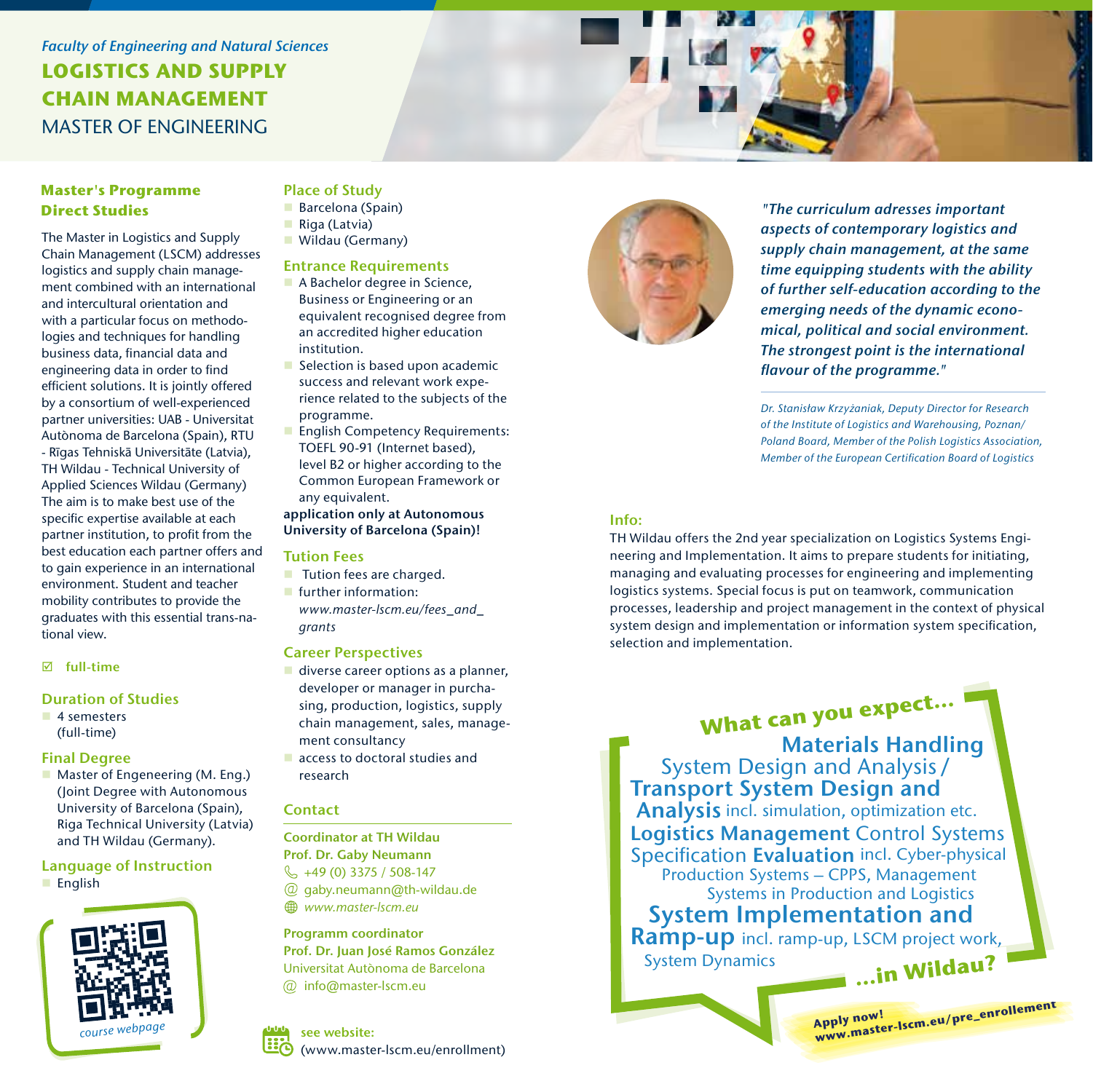*Faculty of Engineering and Natural Sciences*

# LOGISTICS AND SUPPLY CHAIN MANAGEMENT

MASTER OF ENGINEERING

## Master's Programme Direct Studies

The Master in Logistics and Supply Chain Management (LSCM) addresses logistics and supply chain management combined with an international and intercultural orientation and with a particular focus on methodologies and techniques for handling business data, financial data and engineering data in order to find efficient solutions. It is jointly offered by a consortium of well-experienced partner universities: UAB - Universitat Autònoma de Barcelona (Spain), RTU - Rīgas Tehniskā Universitāte (Latvia), TH Wildau - Technical University of Applied Sciences Wildau (Germany) The aim is to make best use of the specific expertise available at each partner institution, to profit from the best education each partner offers and to gain experience in an international environment. Student and teacher mobility contributes to provide the graduates with this essential trans-national view.

☑ **full-time**

### Duration of Studies

- 4 semesters (full-time)

### Final Degree

- Master of Engeneering (M. Eng.) (Joint Degree with Autonomous University of Barcelona (Spain), Riga Technical University (Latvia) and TH Wildau (Germany).

### Language of Instruction

- English

*course webpage*

### Place of Study

- Barcelona (Spain)
- Riga (Latvia)
- Wildau (Germany)

### Entrance Requirements

- A Bachelor degree in Science, Business or Engineering or an equivalent recognised degree from an accredited higher education institution.
- Selection is based upon academic success and relevant work experience related to the subjects of the programme.
- English Competency Requirements: TOEFL 90-91 (Internet based), level B2 or higher according to the Common European Framework or any equivalent.

**application only at Autonomous University of Barcelona (Spain)!**

### Tution Fees

- Tution fees are charged.
- further information: *www.master-lscm.eu/fees_and_grants*

### Career Perspectives

- diverse career options as a planner, developer or manager in purchasing, production, logistics, supply chain management, sales, management consultancy
- access to doctoral studies and research

### Contact

**Coordinator at TH Wildau**
**Prof. Dr. Gaby Neumann**
+49 (0) 3375 / 508-147
gaby.neumann@th-wildau.de
*www.master-lscm.eu*

**Programm coordinator**
**Prof. Dr. Juan José Ramos González**
Universitat Autònoma de Barcelona
info@master-lscm.eu

**see website:**
(www.master-lscm.eu/enrollment)

*"The curriculum adresses important aspects of contemporary logistics and supply chain management, at the same time equipping students with the ability of further self-education according to the emerging needs of the dynamic economical, political and social environment. The strongest point is the international flavour of the programme."*

*Dr. Stanisław Krzyżaniak, Deputy Director for Research of the Institute of Logistics and Warehousing, Poznan/Poland Board, Member of the Polish Logistics Association, Member of the European Certification Board of Logistics*

### Info:

TH Wildau offers the 2nd year specialization on Logistics Systems Engineering and Implementation. It aims to prepare students for initiating, managing and evaluating processes for engineering and implementing logistics systems. Special focus is put on teamwork, communication processes, leadership and project management in the context of physical system design and implementation or information system specification, selection and implementation.

## What can you expect...

**Materials Handling** System Design and Analysis / **Transport System Design and Analysis** incl. simulation, optimization etc.
**Logistics Management** Control Systems Specification **Evaluation** incl. Cyber-physical Production Systems – CPPS, Management Systems in Production and Logistics
**System Implementation and Ramp-up** incl. ramp-up, LSCM project work, System Dynamics

**...in Wildau?**

**Apply now!**
**www.master-lscm.eu/pre_enrollement**